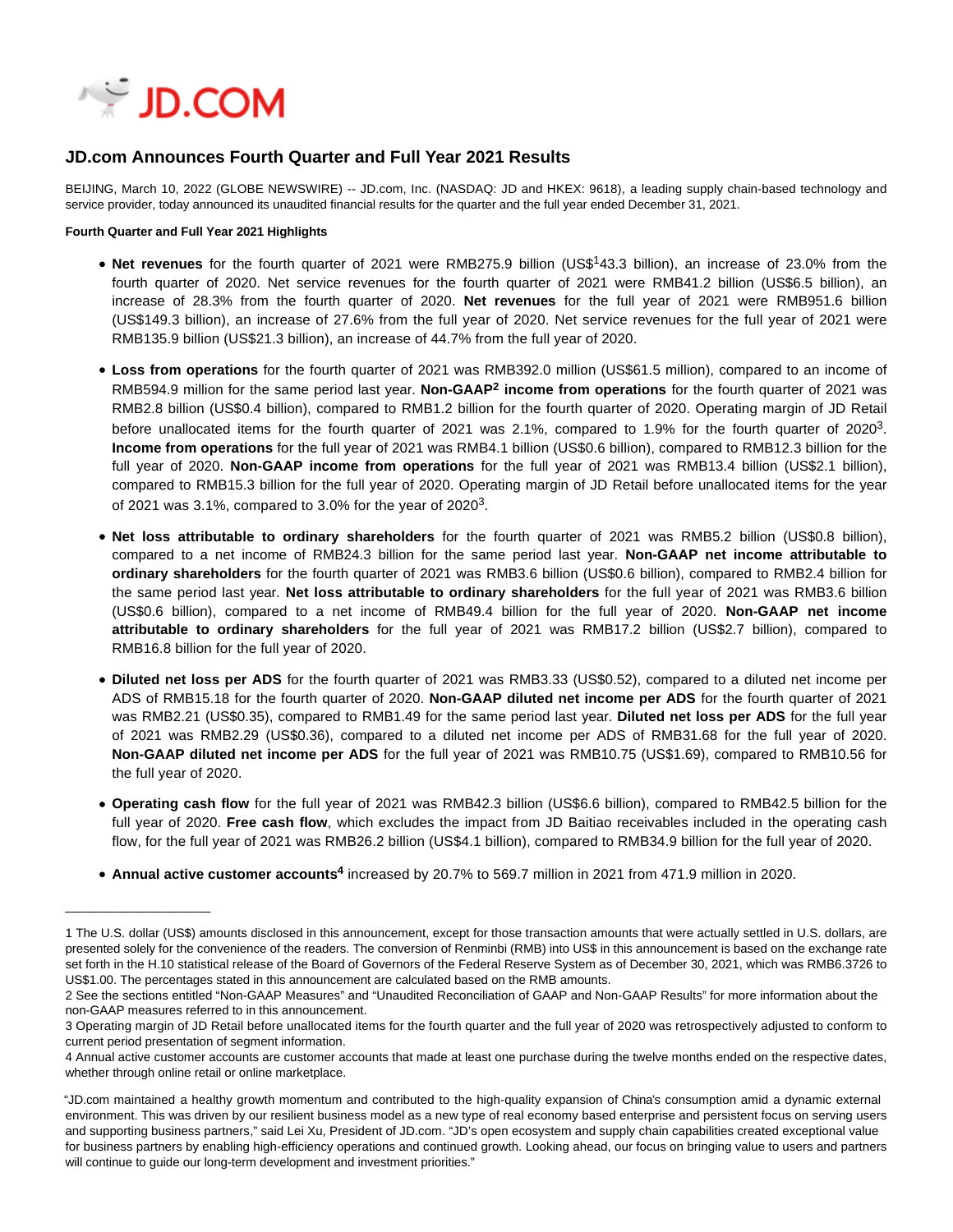# JD.com Announces Fourth Quarter and Full Year 2021 Results

BEIJING, March 10, 2022 (GLOBE NEWSWIRE) -- JD.com, Inc. (NASDAQ: JD and HKEX: 9618), a leading supply chain-based technology and service provider, today announced its unaudited financial results for the quarter and the full year ended December 31, 2021.

**Fourth Quarter and Full Year 2021 Highlights**

- **Net revenues** for the fourth quarter of 2021 were RMB275.9 billion (US$[1]43.3 billion), an increase of 23.0% from the fourth quarter of 2020. Net service revenues for the fourth quarter of 2021 were RMB41.2 billion (US$6.5 billion), an increase of 28.3% from the fourth quarter of 2020. **Net revenues** for the full year of 2021 were RMB951.6 billion (US$149.3 billion), an increase of 27.6% from the full year of 2020. Net service revenues for the full year of 2021 were RMB135.9 billion (US$21.3 billion), an increase of 44.7% from the full year of 2020.
- **Loss from operations** for the fourth quarter of 2021 was RMB392.0 million (US$61.5 million), compared to an income of RMB594.9 million for the same period last year. **Non-GAAP[2] income from operations** for the fourth quarter of 2021 was RMB2.8 billion (US$0.4 billion), compared to RMB1.2 billion for the fourth quarter of 2020. Operating margin of JD Retail before unallocated items for the fourth quarter of 2021 was 2.1%, compared to 1.9% for the fourth quarter of 2020[3]. **Income from operations** for the full year of 2021 was RMB4.1 billion (US$0.6 billion), compared to RMB12.3 billion for the full year of 2020. **Non-GAAP income from operations** for the full year of 2021 was RMB13.4 billion (US$2.1 billion), compared to RMB15.3 billion for the full year of 2020. Operating margin of JD Retail before unallocated items for the year of 2021 was 3.1%, compared to 3.0% for the year of 2020[3].
- **Net loss attributable to ordinary shareholders** for the fourth quarter of 2021 was RMB5.2 billion (US$0.8 billion), compared to a net income of RMB24.3 billion for the same period last year. **Non-GAAP net income attributable to ordinary shareholders** for the fourth quarter of 2021 was RMB3.6 billion (US$0.6 billion), compared to RMB2.4 billion for the same period last year. **Net loss attributable to ordinary shareholders** for the full year of 2021 was RMB3.6 billion (US$0.6 billion), compared to a net income of RMB49.4 billion for the full year of 2020. **Non-GAAP net income attributable to ordinary shareholders** for the full year of 2021 was RMB17.2 billion (US$2.7 billion), compared to RMB16.8 billion for the full year of 2020.
- **Diluted net loss per ADS** for the fourth quarter of 2021 was RMB3.33 (US$0.52), compared to a diluted net income per ADS of RMB15.18 for the fourth quarter of 2020. **Non-GAAP diluted net income per ADS** for the fourth quarter of 2021 was RMB2.21 (US$0.35), compared to RMB1.49 for the same period last year. **Diluted net loss per ADS** for the full year of 2021 was RMB2.29 (US$0.36), compared to a diluted net income per ADS of RMB31.68 for the full year of 2020. **Non-GAAP diluted net income per ADS** for the full year of 2021 was RMB10.75 (US$1.69), compared to RMB10.56 for the full year of 2020.
- **Operating cash flow** for the full year of 2021 was RMB42.3 billion (US$6.6 billion), compared to RMB42.5 billion for the full year of 2020. **Free cash flow**, which excludes the impact from JD Baitiao receivables included in the operating cash flow, for the full year of 2021 was RMB26.2 billion (US$4.1 billion), compared to RMB34.9 billion for the full year of 2020.
- **Annual active customer accounts[4]** increased by 20.7% to 569.7 million in 2021 from 471.9 million in 2020.

---

1 The U.S. dollar (US$) amounts disclosed in this announcement, except for those transaction amounts that were actually settled in U.S. dollars, are presented solely for the convenience of the readers. The conversion of Renminbi (RMB) into US$ in this announcement is based on the exchange rate set forth in the H.10 statistical release of the Board of Governors of the Federal Reserve System as of December 30, 2021, which was RMB6.3726 to US$1.00. The percentages stated in this announcement are calculated based on the RMB amounts.

2 See the sections entitled "Non-GAAP Measures" and "Unaudited Reconciliation of GAAP and Non-GAAP Results" for more information about the non-GAAP measures referred to in this announcement.

3 Operating margin of JD Retail before unallocated items for the fourth quarter and the full year of 2020 was retrospectively adjusted to conform to current period presentation of segment information.

4 Annual active customer accounts are customer accounts that made at least one purchase during the twelve months ended on the respective dates, whether through online retail or online marketplace.

"JD.com maintained a healthy growth momentum and contributed to the high-quality expansion of China's consumption amid a dynamic external environment. This was driven by our resilient business model as a new type of real economy based enterprise and persistent focus on serving users and supporting business partners," said Lei Xu, President of JD.com. "JD's open ecosystem and supply chain capabilities created exceptional value for business partners by enabling high-efficiency operations and continued growth. Looking ahead, our focus on bringing value to users and partners will continue to guide our long-term development and investment priorities."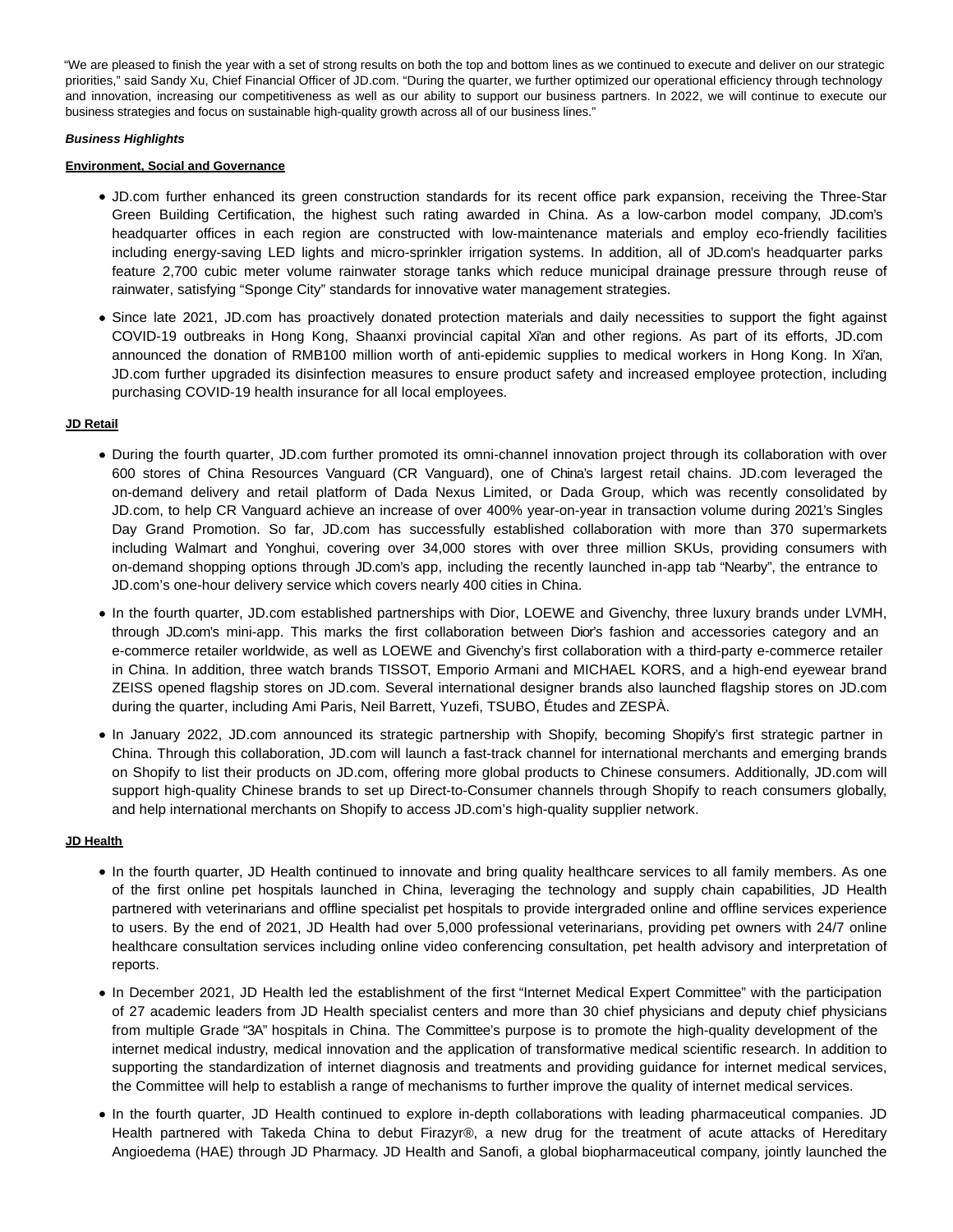"We are pleased to finish the year with a set of strong results on both the top and bottom lines as we continued to execute and deliver on our strategic priorities," said Sandy Xu, Chief Financial Officer of JD.com. "During the quarter, we further optimized our operational efficiency through technology and innovation, increasing our competitiveness as well as our ability to support our business partners. In 2022, we will continue to execute our business strategies and focus on sustainable high-quality growth across all of our business lines."

***Business Highlights***

**Environment, Social and Governance**

- JD.com further enhanced its green construction standards for its recent office park expansion, receiving the Three-Star Green Building Certification, the highest such rating awarded in China. As a low-carbon model company, JD.com's headquarter offices in each region are constructed with low-maintenance materials and employ eco-friendly facilities including energy-saving LED lights and micro-sprinkler irrigation systems. In addition, all of JD.com's headquarter parks feature 2,700 cubic meter volume rainwater storage tanks which reduce municipal drainage pressure through reuse of rainwater, satisfying "Sponge City" standards for innovative water management strategies.
- Since late 2021, JD.com has proactively donated protection materials and daily necessities to support the fight against COVID-19 outbreaks in Hong Kong, Shaanxi provincial capital Xi'an and other regions. As part of its efforts, JD.com announced the donation of RMB100 million worth of anti-epidemic supplies to medical workers in Hong Kong. In Xi'an, JD.com further upgraded its disinfection measures to ensure product safety and increased employee protection, including purchasing COVID-19 health insurance for all local employees.

**JD Retail**

- During the fourth quarter, JD.com further promoted its omni-channel innovation project through its collaboration with over 600 stores of China Resources Vanguard (CR Vanguard), one of China's largest retail chains. JD.com leveraged the on-demand delivery and retail platform of Dada Nexus Limited, or Dada Group, which was recently consolidated by JD.com, to help CR Vanguard achieve an increase of over 400% year-on-year in transaction volume during 2021's Singles Day Grand Promotion. So far, JD.com has successfully established collaboration with more than 370 supermarkets including Walmart and Yonghui, covering over 34,000 stores with over three million SKUs, providing consumers with on-demand shopping options through JD.com's app, including the recently launched in-app tab "Nearby", the entrance to JD.com's one-hour delivery service which covers nearly 400 cities in China.
- In the fourth quarter, JD.com established partnerships with Dior, LOEWE and Givenchy, three luxury brands under LVMH, through JD.com's mini-app. This marks the first collaboration between Dior's fashion and accessories category and an e-commerce retailer worldwide, as well as LOEWE and Givenchy's first collaboration with a third-party e-commerce retailer in China. In addition, three watch brands TISSOT, Emporio Armani and MICHAEL KORS, and a high-end eyewear brand ZEISS opened flagship stores on JD.com. Several international designer brands also launched flagship stores on JD.com during the quarter, including Ami Paris, Neil Barrett, Yuzefi, TSUBO, Études and ZESPÀ.
- In January 2022, JD.com announced its strategic partnership with Shopify, becoming Shopify's first strategic partner in China. Through this collaboration, JD.com will launch a fast-track channel for international merchants and emerging brands on Shopify to list their products on JD.com, offering more global products to Chinese consumers. Additionally, JD.com will support high-quality Chinese brands to set up Direct-to-Consumer channels through Shopify to reach consumers globally, and help international merchants on Shopify to access JD.com's high-quality supplier network.

**JD Health**

- In the fourth quarter, JD Health continued to innovate and bring quality healthcare services to all family members. As one of the first online pet hospitals launched in China, leveraging the technology and supply chain capabilities, JD Health partnered with veterinarians and offline specialist pet hospitals to provide intergraded online and offline services experience to users. By the end of 2021, JD Health had over 5,000 professional veterinarians, providing pet owners with 24/7 online healthcare consultation services including online video conferencing consultation, pet health advisory and interpretation of reports.
- In December 2021, JD Health led the establishment of the first "Internet Medical Expert Committee" with the participation of 27 academic leaders from JD Health specialist centers and more than 30 chief physicians and deputy chief physicians from multiple Grade "3A" hospitals in China. The Committee's purpose is to promote the high-quality development of the internet medical industry, medical innovation and the application of transformative medical scientific research. In addition to supporting the standardization of internet diagnosis and treatments and providing guidance for internet medical services, the Committee will help to establish a range of mechanisms to further improve the quality of internet medical services.
- In the fourth quarter, JD Health continued to explore in-depth collaborations with leading pharmaceutical companies. JD Health partnered with Takeda China to debut Firazyr®, a new drug for the treatment of acute attacks of Hereditary Angioedema (HAE) through JD Pharmacy. JD Health and Sanofi, a global biopharmaceutical company, jointly launched the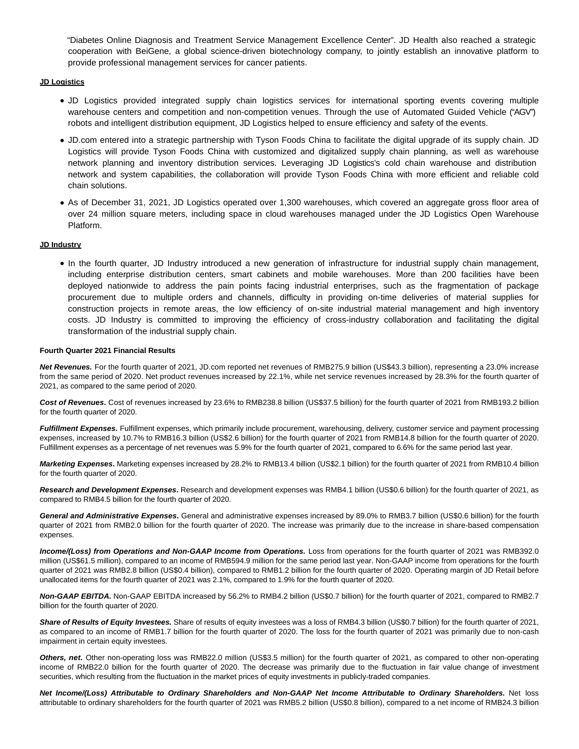"Diabetes Online Diagnosis and Treatment Service Management Excellence Center". JD Health also reached a strategic cooperation with BeiGene, a global science-driven biotechnology company, to jointly establish an innovative platform to provide professional management services for cancer patients.

**JD Logistics**

- JD Logistics provided integrated supply chain logistics services for international sporting events covering multiple warehouse centers and competition and non-competition venues. Through the use of Automated Guided Vehicle ("AGV") robots and intelligent distribution equipment, JD Logistics helped to ensure efficiency and safety of the events.
- JD.com entered into a strategic partnership with Tyson Foods China to facilitate the digital upgrade of its supply chain. JD Logistics will provide Tyson Foods China with customized and digitalized supply chain planning, as well as warehouse network planning and inventory distribution services. Leveraging JD Logistics's cold chain warehouse and distribution network and system capabilities, the collaboration will provide Tyson Foods China with more efficient and reliable cold chain solutions.
- As of December 31, 2021, JD Logistics operated over 1,300 warehouses, which covered an aggregate gross floor area of over 24 million square meters, including space in cloud warehouses managed under the JD Logistics Open Warehouse Platform.

**JD Industry**

- In the fourth quarter, JD Industry introduced a new generation of infrastructure for industrial supply chain management, including enterprise distribution centers, smart cabinets and mobile warehouses. More than 200 facilities have been deployed nationwide to address the pain points facing industrial enterprises, such as the fragmentation of package procurement due to multiple orders and channels, difficulty in providing on-time deliveries of material supplies for construction projects in remote areas, the low efficiency of on-site industrial material management and high inventory costs. JD Industry is committed to improving the efficiency of cross-industry collaboration and facilitating the digital transformation of the industrial supply chain.

**Fourth Quarter 2021 Financial Results**

***Net Revenues.*** For the fourth quarter of 2021, JD.com reported net revenues of RMB275.9 billion (US$43.3 billion), representing a 23.0% increase from the same period of 2020. Net product revenues increased by 22.1%, while net service revenues increased by 28.3% for the fourth quarter of 2021, as compared to the same period of 2020.

***Cost of Revenues*****.** Cost of revenues increased by 23.6% to RMB238.8 billion (US$37.5 billion) for the fourth quarter of 2021 from RMB193.2 billion for the fourth quarter of 2020.

***Fulfillment Expenses.*** Fulfillment expenses, which primarily include procurement, warehousing, delivery, customer service and payment processing expenses, increased by 10.7% to RMB16.3 billion (US$2.6 billion) for the fourth quarter of 2021 from RMB14.8 billion for the fourth quarter of 2020. Fulfillment expenses as a percentage of net revenues was 5.9% for the fourth quarter of 2021, compared to 6.6% for the same period last year.

***Marketing Expenses*****.** Marketing expenses increased by 28.2% to RMB13.4 billion (US$2.1 billion) for the fourth quarter of 2021 from RMB10.4 billion for the fourth quarter of 2020.

***Research and Development Expenses*****.** Research and development expenses was RMB4.1 billion (US$0.6 billion) for the fourth quarter of 2021, as compared to RMB4.5 billion for the fourth quarter of 2020.

***General and Administrative Expenses*****.** General and administrative expenses increased by 89.0% to RMB3.7 billion (US$0.6 billion) for the fourth quarter of 2021 from RMB2.0 billion for the fourth quarter of 2020. The increase was primarily due to the increase in share-based compensation expenses.

***Income/(Loss) from Operations and Non-GAAP Income from Operations.*** Loss from operations for the fourth quarter of 2021 was RMB392.0 million (US$61.5 million), compared to an income of RMB594.9 million for the same period last year. Non-GAAP income from operations for the fourth quarter of 2021 was RMB2.8 billion (US$0.4 billion), compared to RMB1.2 billion for the fourth quarter of 2020. Operating margin of JD Retail before unallocated items for the fourth quarter of 2021 was 2.1%, compared to 1.9% for the fourth quarter of 2020.

***Non-GAAP EBITDA.*** Non-GAAP EBITDA increased by 56.2% to RMB4.2 billion (US$0.7 billion) for the fourth quarter of 2021, compared to RMB2.7 billion for the fourth quarter of 2020.

***Share of Results of Equity Investees.*** Share of results of equity investees was a loss of RMB4.3 billion (US$0.7 billion) for the fourth quarter of 2021, as compared to an income of RMB1.7 billion for the fourth quarter of 2020. The loss for the fourth quarter of 2021 was primarily due to non-cash impairment in certain equity investees.

***Others, net.*** Other non-operating loss was RMB22.0 million (US$3.5 million) for the fourth quarter of 2021, as compared to other non-operating income of RMB22.0 billion for the fourth quarter of 2020. The decrease was primarily due to the fluctuation in fair value change of investment securities, which resulting from the fluctuation in the market prices of equity investments in publicly-traded companies.

***Net Income/(Loss) Attributable to Ordinary Shareholders and Non-GAAP Net Income Attributable to Ordinary Shareholders.*** Net loss attributable to ordinary shareholders for the fourth quarter of 2021 was RMB5.2 billion (US$0.8 billion), compared to a net income of RMB24.3 billion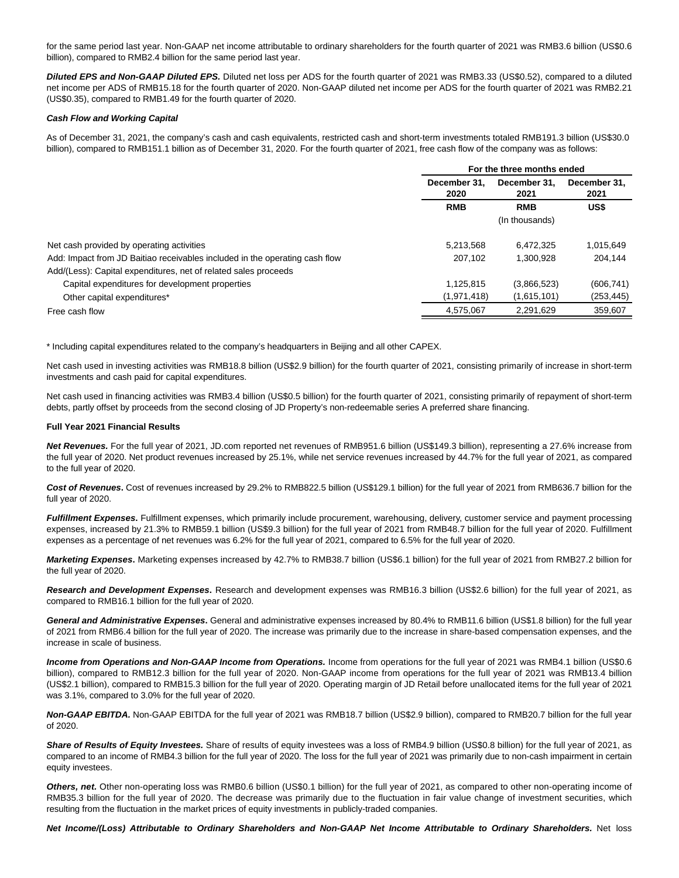for the same period last year. Non-GAAP net income attributable to ordinary shareholders for the fourth quarter of 2021 was RMB3.6 billion (US$0.6 billion), compared to RMB2.4 billion for the same period last year.

***Diluted EPS and Non-GAAP Diluted EPS.*** Diluted net loss per ADS for the fourth quarter of 2021 was RMB3.33 (US$0.52), compared to a diluted net income per ADS of RMB15.18 for the fourth quarter of 2020. Non-GAAP diluted net income per ADS for the fourth quarter of 2021 was RMB2.21 (US$0.35), compared to RMB1.49 for the fourth quarter of 2020.

***Cash Flow and Working Capital***

As of December 31, 2021, the company's cash and cash equivalents, restricted cash and short-term investments totaled RMB191.3 billion (US$30.0 billion), compared to RMB151.1 billion as of December 31, 2020. For the fourth quarter of 2021, free cash flow of the company was as follows:

| | For the three months ended | | |
|---|---|---|---|
| | December 31, 2020 | December 31, 2021 | December 31, 2021 |
| | RMB | RMB | US$ |
| | | (In thousands) | |
| Net cash provided by operating activities | 5,213,568 | 6,472,325 | 1,015,649 |
| Add: Impact from JD Baitiao receivables included in the operating cash flow | 207,102 | 1,300,928 | 204,144 |
| Add/(Less): Capital expenditures, net of related sales proceeds | | | |
| Capital expenditures for development properties | 1,125,815 | (3,866,523) | (606,741) |
| Other capital expenditures* | (1,971,418) | (1,615,101) | (253,445) |
| Free cash flow | 4,575,067 | 2,291,629 | 359,607 |

\* Including capital expenditures related to the company's headquarters in Beijing and all other CAPEX.

Net cash used in investing activities was RMB18.8 billion (US$2.9 billion) for the fourth quarter of 2021, consisting primarily of increase in short-term investments and cash paid for capital expenditures.

Net cash used in financing activities was RMB3.4 billion (US$0.5 billion) for the fourth quarter of 2021, consisting primarily of repayment of short-term debts, partly offset by proceeds from the second closing of JD Property's non-redeemable series A preferred share financing.

**Full Year 2021 Financial Results**

***Net Revenues.*** For the full year of 2021, JD.com reported net revenues of RMB951.6 billion (US$149.3 billion), representing a 27.6% increase from the full year of 2020. Net product revenues increased by 25.1%, while net service revenues increased by 44.7% for the full year of 2021, as compared to the full year of 2020.

***Cost of Revenues*****.** Cost of revenues increased by 29.2% to RMB822.5 billion (US$129.1 billion) for the full year of 2021 from RMB636.7 billion for the full year of 2020.

***Fulfillment Expenses.*** Fulfillment expenses, which primarily include procurement, warehousing, delivery, customer service and payment processing expenses, increased by 21.3% to RMB59.1 billion (US$9.3 billion) for the full year of 2021 from RMB48.7 billion for the full year of 2020. Fulfillment expenses as a percentage of net revenues was 6.2% for the full year of 2021, compared to 6.5% for the full year of 2020.

***Marketing Expenses*****.** Marketing expenses increased by 42.7% to RMB38.7 billion (US$6.1 billion) for the full year of 2021 from RMB27.2 billion for the full year of 2020.

***Research and Development Expenses*****.** Research and development expenses was RMB16.3 billion (US$2.6 billion) for the full year of 2021, as compared to RMB16.1 billion for the full year of 2020.

***General and Administrative Expenses*****.** General and administrative expenses increased by 80.4% to RMB11.6 billion (US$1.8 billion) for the full year of 2021 from RMB6.4 billion for the full year of 2020. The increase was primarily due to the increase in share-based compensation expenses, and the increase in scale of business.

***Income from Operations and Non-GAAP Income from Operations.*** Income from operations for the full year of 2021 was RMB4.1 billion (US$0.6 billion), compared to RMB12.3 billion for the full year of 2020. Non-GAAP income from operations for the full year of 2021 was RMB13.4 billion (US$2.1 billion), compared to RMB15.3 billion for the full year of 2020. Operating margin of JD Retail before unallocated items for the full year of 2021 was 3.1%, compared to 3.0% for the full year of 2020.

***Non-GAAP EBITDA.*** Non-GAAP EBITDA for the full year of 2021 was RMB18.7 billion (US$2.9 billion), compared to RMB20.7 billion for the full year of 2020.

***Share of Results of Equity Investees.*** Share of results of equity investees was a loss of RMB4.9 billion (US$0.8 billion) for the full year of 2021, as compared to an income of RMB4.3 billion for the full year of 2020. The loss for the full year of 2021 was primarily due to non-cash impairment in certain equity investees.

***Others, net.*** Other non-operating loss was RMB0.6 billion (US$0.1 billion) for the full year of 2021, as compared to other non-operating income of RMB35.3 billion for the full year of 2020. The decrease was primarily due to the fluctuation in fair value change of investment securities, which resulting from the fluctuation in the market prices of equity investments in publicly-traded companies.

***Net Income/(Loss) Attributable to Ordinary Shareholders and Non-GAAP Net Income Attributable to Ordinary Shareholders.*** Net loss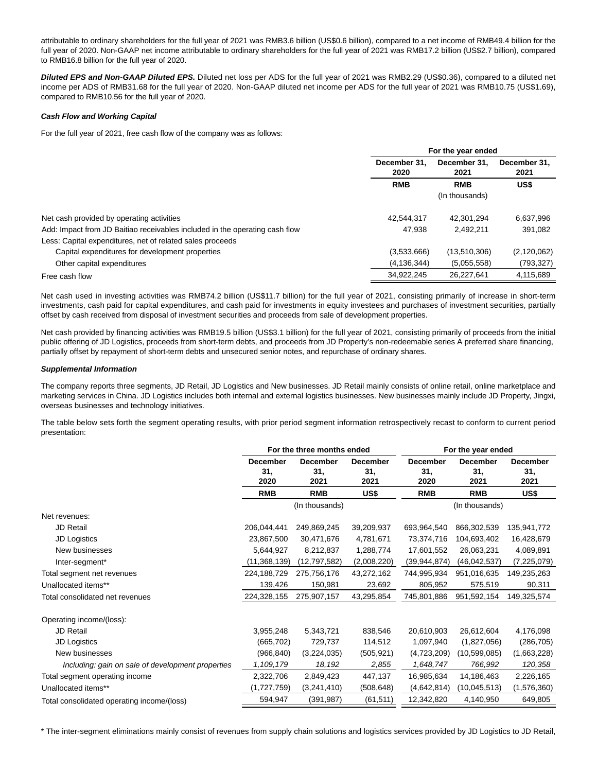attributable to ordinary shareholders for the full year of 2021 was RMB3.6 billion (US$0.6 billion), compared to a net income of RMB49.4 billion for the full year of 2020. Non-GAAP net income attributable to ordinary shareholders for the full year of 2021 was RMB17.2 billion (US$2.7 billion), compared to RMB16.8 billion for the full year of 2020.

***Diluted EPS and Non-GAAP Diluted EPS.*** Diluted net loss per ADS for the full year of 2021 was RMB2.29 (US$0.36), compared to a diluted net income per ADS of RMB31.68 for the full year of 2020. Non-GAAP diluted net income per ADS for the full year of 2021 was RMB10.75 (US$1.69), compared to RMB10.56 for the full year of 2020.

***Cash Flow and Working Capital***

For the full year of 2021, free cash flow of the company was as follows:

| | For the year ended | | |
|---|---|---|---|
| | December 31, 2020 | December 31, 2021 | December 31, 2021 |
| | RMB | RMB | US$ |
| | | (In thousands) | |
| Net cash provided by operating activities | 42,544,317 | 42,301,294 | 6,637,996 |
| Add: Impact from JD Baitiao receivables included in the operating cash flow | 47,938 | 2,492,211 | 391,082 |
| Less: Capital expenditures, net of related sales proceeds | | | |
| Capital expenditures for development properties | (3,533,666) | (13,510,306) | (2,120,062) |
| Other capital expenditures | (4,136,344) | (5,055,558) | (793,327) |
| Free cash flow | 34,922,245 | 26,227,641 | 4,115,689 |

Net cash used in investing activities was RMB74.2 billion (US$11.7 billion) for the full year of 2021, consisting primarily of increase in short-term investments, cash paid for capital expenditures, and cash paid for investments in equity investees and purchases of investment securities, partially offset by cash received from disposal of investment securities and proceeds from sale of development properties.

Net cash provided by financing activities was RMB19.5 billion (US$3.1 billion) for the full year of 2021, consisting primarily of proceeds from the initial public offering of JD Logistics, proceeds from short-term debts, and proceeds from JD Property's non-redeemable series A preferred share financing, partially offset by repayment of short-term debts and unsecured senior notes, and repurchase of ordinary shares.

***Supplemental Information***

The company reports three segments, JD Retail, JD Logistics and New businesses. JD Retail mainly consists of online retail, online marketplace and marketing services in China. JD Logistics includes both internal and external logistics businesses. New businesses mainly include JD Property, Jingxi, overseas businesses and technology initiatives.

The table below sets forth the segment operating results, with prior period segment information retrospectively recast to conform to current period presentation:

| | For the three months ended | | | For the year ended | | |
|---|---|---|---|---|---|---|
| | December 31, 2020 | December 31, 2021 | December 31, 2021 | December 31, 2020 | December 31, 2021 | December 31, 2021 |
| | RMB | RMB | US$ | RMB | RMB | US$ |
| | | (In thousands) | | | (In thousands) | |
| Net revenues: | | | | | | |
| JD Retail | 206,044,441 | 249,869,245 | 39,209,937 | 693,964,540 | 866,302,539 | 135,941,772 |
| JD Logistics | 23,867,500 | 30,471,676 | 4,781,671 | 73,374,716 | 104,693,402 | 16,428,679 |
| New businesses | 5,644,927 | 8,212,837 | 1,288,774 | 17,601,552 | 26,063,231 | 4,089,891 |
| Inter-segment* | (11,368,139) | (12,797,582) | (2,008,220) | (39,944,874) | (46,042,537) | (7,225,079) |
| Total segment net revenues | 224,188,729 | 275,756,176 | 43,272,162 | 744,995,934 | 951,016,635 | 149,235,263 |
| Unallocated items** | 139,426 | 150,981 | 23,692 | 805,952 | 575,519 | 90,311 |
| Total consolidated net revenues | 224,328,155 | 275,907,157 | 43,295,854 | 745,801,886 | 951,592,154 | 149,325,574 |
| | | | | | | |
| Operating income/(loss): | | | | | | |
| JD Retail | 3,955,248 | 5,343,721 | 838,546 | 20,610,903 | 26,612,604 | 4,176,098 |
| JD Logistics | (665,702) | 729,737 | 114,512 | 1,097,940 | (1,827,056) | (286,705) |
| New businesses | (966,840) | (3,224,035) | (505,921) | (4,723,209) | (10,599,085) | (1,663,228) |
| *Including: gain on sale of development properties* | *1,109,179* | *18,192* | *2,855* | *1,648,747* | *766,992* | *120,358* |
| Total segment operating income | 2,322,706 | 2,849,423 | 447,137 | 16,985,634 | 14,186,463 | 2,226,165 |
| Unallocated items** | (1,727,759) | (3,241,410) | (508,648) | (4,642,814) | (10,045,513) | (1,576,360) |
| Total consolidated operating income/(loss) | 594,947 | (391,987) | (61,511) | 12,342,820 | 4,140,950 | 649,805 |

* The inter-segment eliminations mainly consist of revenues from supply chain solutions and logistics services provided by JD Logistics to JD Retail,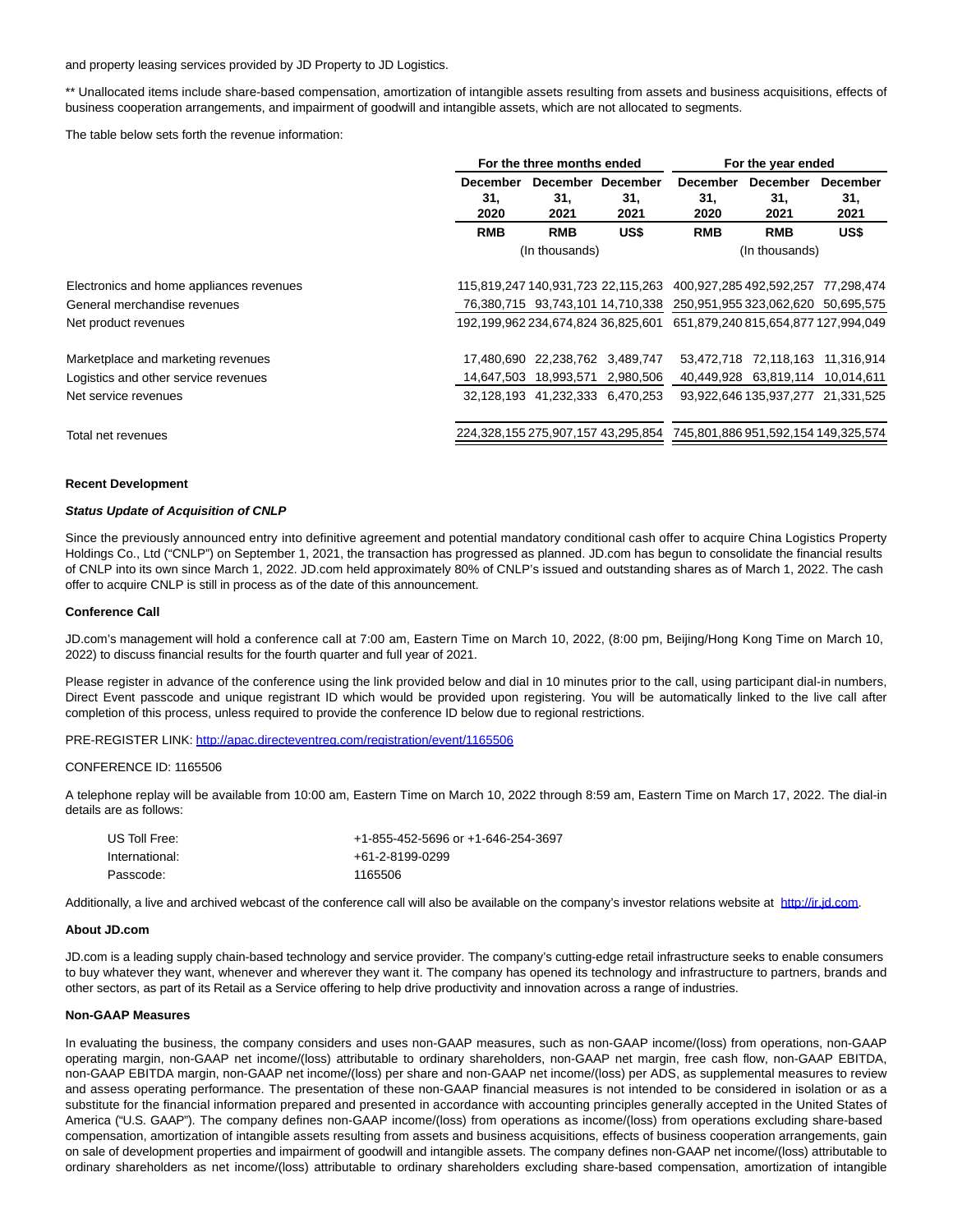and property leasing services provided by JD Property to JD Logistics.

** Unallocated items include share-based compensation, amortization of intangible assets resulting from assets and business acquisitions, effects of business cooperation arrangements, and impairment of goodwill and intangible assets, which are not allocated to segments.

The table below sets forth the revenue information:

| | For the three months ended | | | For the year ended | | |
|---|---|---|---|---|---|---|
| | December 31, 2020 | December 31, 2021 | December 31, 2021 | December 31, 2020 | December 31, 2021 | December 31, 2021 |
| | RMB | RMB | US$ | RMB | RMB | US$ |
| | (In thousands) | | | (In thousands) | | |
| Electronics and home appliances revenues | 115,819,247 | 140,931,723 | 22,115,263 | 400,927,285 | 492,592,257 | 77,298,474 |
| General merchandise revenues | 76,380,715 | 93,743,101 | 14,710,338 | 250,951,955 | 323,062,620 | 50,695,575 |
| Net product revenues | 192,199,962 | 234,674,824 | 36,825,601 | 651,879,240 | 815,654,877 | 127,994,049 |
| Marketplace and marketing revenues | 17,480,690 | 22,238,762 | 3,489,747 | 53,472,718 | 72,118,163 | 11,316,914 |
| Logistics and other service revenues | 14,647,503 | 18,993,571 | 2,980,506 | 40,449,928 | 63,819,114 | 10,014,611 |
| Net service revenues | 32,128,193 | 41,232,333 | 6,470,253 | 93,922,646 | 135,937,277 | 21,331,525 |
| Total net revenues | 224,328,155 | 275,907,157 | 43,295,854 | 745,801,886 | 951,592,154 | 149,325,574 |

**Recent Development**

***Status Update of Acquisition of CNLP***

Since the previously announced entry into definitive agreement and potential mandatory conditional cash offer to acquire China Logistics Property Holdings Co., Ltd ("CNLP") on September 1, 2021, the transaction has progressed as planned. JD.com has begun to consolidate the financial results of CNLP into its own since March 1, 2022. JD.com held approximately 80% of CNLP's issued and outstanding shares as of March 1, 2022. The cash offer to acquire CNLP is still in process as of the date of this announcement.

**Conference Call**

JD.com's management will hold a conference call at 7:00 am, Eastern Time on March 10, 2022, (8:00 pm, Beijing/Hong Kong Time on March 10, 2022) to discuss financial results for the fourth quarter and full year of 2021.

Please register in advance of the conference using the link provided below and dial in 10 minutes prior to the call, using participant dial-in numbers, Direct Event passcode and unique registrant ID which would be provided upon registering. You will be automatically linked to the live call after completion of this process, unless required to provide the conference ID below due to regional restrictions.

PRE-REGISTER LINK: http://apac.directeventreg.com/registration/event/1165506

CONFERENCE ID: 1165506

A telephone replay will be available from 10:00 am, Eastern Time on March 10, 2022 through 8:59 am, Eastern Time on March 17, 2022. The dial-in details are as follows:

| | |
|---|---|
| US Toll Free: | +1-855-452-5696 or +1-646-254-3697 |
| International: | +61-2-8199-0299 |
| Passcode: | 1165506 |

Additionally, a live and archived webcast of the conference call will also be available on the company's investor relations website at http://ir.jd.com.

**About JD.com**

JD.com is a leading supply chain-based technology and service provider. The company's cutting-edge retail infrastructure seeks to enable consumers to buy whatever they want, whenever and wherever they want it. The company has opened its technology and infrastructure to partners, brands and other sectors, as part of its Retail as a Service offering to help drive productivity and innovation across a range of industries.

**Non-GAAP Measures**

In evaluating the business, the company considers and uses non-GAAP measures, such as non-GAAP income/(loss) from operations, non-GAAP operating margin, non-GAAP net income/(loss) attributable to ordinary shareholders, non-GAAP net margin, free cash flow, non-GAAP EBITDA, non-GAAP EBITDA margin, non-GAAP net income/(loss) per share and non-GAAP net income/(loss) per ADS, as supplemental measures to review and assess operating performance. The presentation of these non-GAAP financial measures is not intended to be considered in isolation or as a substitute for the financial information prepared and presented in accordance with accounting principles generally accepted in the United States of America ("U.S. GAAP"). The company defines non-GAAP income/(loss) from operations as income/(loss) from operations excluding share-based compensation, amortization of intangible assets resulting from assets and business acquisitions, effects of business cooperation arrangements, gain on sale of development properties and impairment of goodwill and intangible assets. The company defines non-GAAP net income/(loss) attributable to ordinary shareholders as net income/(loss) attributable to ordinary shareholders excluding share-based compensation, amortization of intangible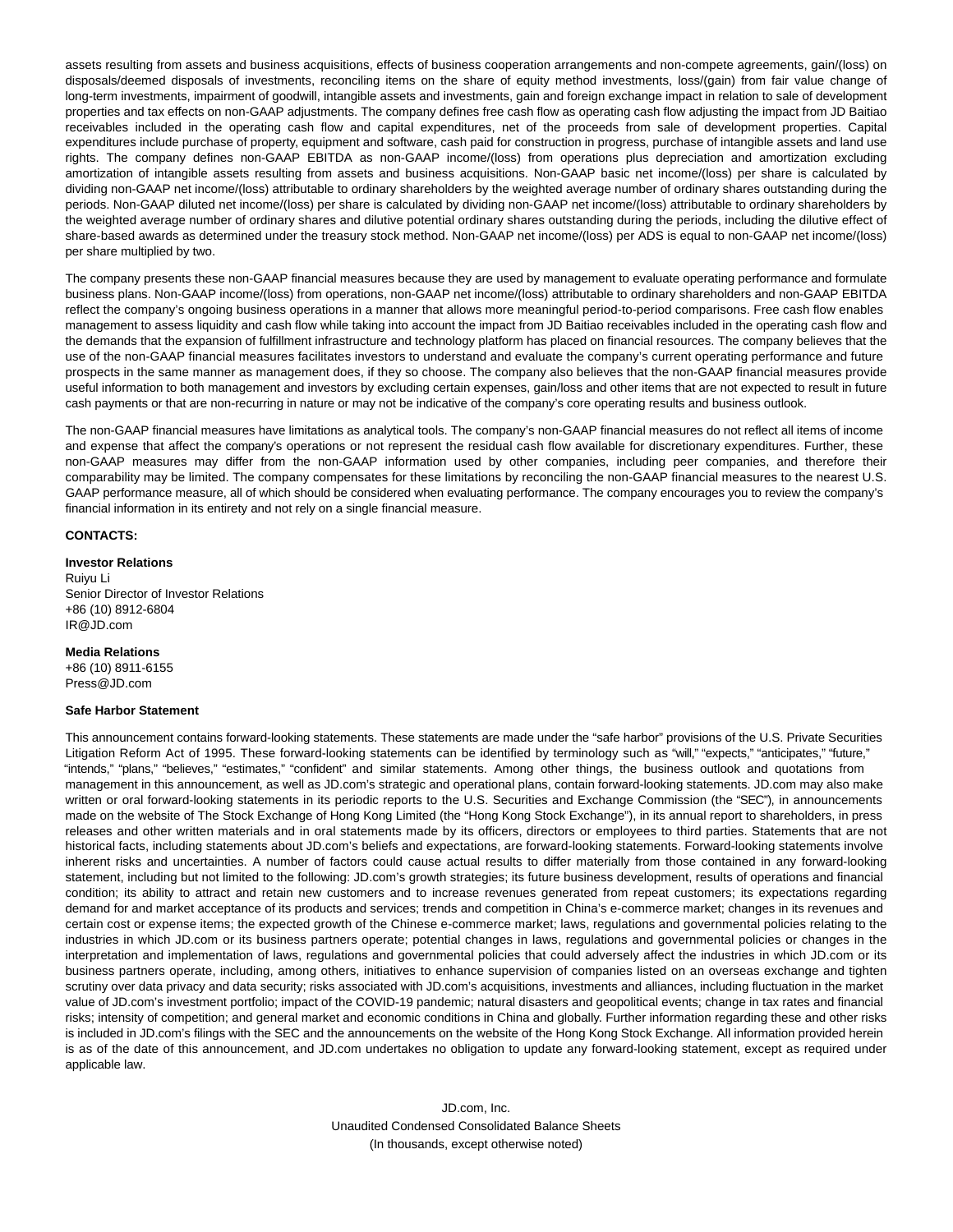assets resulting from assets and business acquisitions, effects of business cooperation arrangements and non-compete agreements, gain/(loss) on disposals/deemed disposals of investments, reconciling items on the share of equity method investments, loss/(gain) from fair value change of long-term investments, impairment of goodwill, intangible assets and investments, gain and foreign exchange impact in relation to sale of development properties and tax effects on non-GAAP adjustments. The company defines free cash flow as operating cash flow adjusting the impact from JD Baitiao receivables included in the operating cash flow and capital expenditures, net of the proceeds from sale of development properties. Capital expenditures include purchase of property, equipment and software, cash paid for construction in progress, purchase of intangible assets and land use rights. The company defines non-GAAP EBITDA as non-GAAP income/(loss) from operations plus depreciation and amortization excluding amortization of intangible assets resulting from assets and business acquisitions. Non-GAAP basic net income/(loss) per share is calculated by dividing non-GAAP net income/(loss) attributable to ordinary shareholders by the weighted average number of ordinary shares outstanding during the periods. Non-GAAP diluted net income/(loss) per share is calculated by dividing non-GAAP net income/(loss) attributable to ordinary shareholders by the weighted average number of ordinary shares and dilutive potential ordinary shares outstanding during the periods, including the dilutive effect of share-based awards as determined under the treasury stock method. Non-GAAP net income/(loss) per ADS is equal to non-GAAP net income/(loss) per share multiplied by two.

The company presents these non-GAAP financial measures because they are used by management to evaluate operating performance and formulate business plans. Non-GAAP income/(loss) from operations, non-GAAP net income/(loss) attributable to ordinary shareholders and non-GAAP EBITDA reflect the company's ongoing business operations in a manner that allows more meaningful period-to-period comparisons. Free cash flow enables management to assess liquidity and cash flow while taking into account the impact from JD Baitiao receivables included in the operating cash flow and the demands that the expansion of fulfillment infrastructure and technology platform has placed on financial resources. The company believes that the use of the non-GAAP financial measures facilitates investors to understand and evaluate the company's current operating performance and future prospects in the same manner as management does, if they so choose. The company also believes that the non-GAAP financial measures provide useful information to both management and investors by excluding certain expenses, gain/loss and other items that are not expected to result in future cash payments or that are non-recurring in nature or may not be indicative of the company's core operating results and business outlook.

The non-GAAP financial measures have limitations as analytical tools. The company's non-GAAP financial measures do not reflect all items of income and expense that affect the company's operations or not represent the residual cash flow available for discretionary expenditures. Further, these non-GAAP measures may differ from the non-GAAP information used by other companies, including peer companies, and therefore their comparability may be limited. The company compensates for these limitations by reconciling the non-GAAP financial measures to the nearest U.S. GAAP performance measure, all of which should be considered when evaluating performance. The company encourages you to review the company's financial information in its entirety and not rely on a single financial measure.

**CONTACTS:**

**Investor Relations**
Ruiyu Li
Senior Director of Investor Relations
+86 (10) 8912-6804
IR@JD.com

**Media Relations**
+86 (10) 8911-6155
Press@JD.com

**Safe Harbor Statement**

This announcement contains forward-looking statements. These statements are made under the "safe harbor" provisions of the U.S. Private Securities Litigation Reform Act of 1995. These forward-looking statements can be identified by terminology such as "will," "expects," "anticipates," "future," "intends," "plans," "believes," "estimates," "confident" and similar statements. Among other things, the business outlook and quotations from management in this announcement, as well as JD.com's strategic and operational plans, contain forward-looking statements. JD.com may also make written or oral forward-looking statements in its periodic reports to the U.S. Securities and Exchange Commission (the "SEC"), in announcements made on the website of The Stock Exchange of Hong Kong Limited (the "Hong Kong Stock Exchange"), in its annual report to shareholders, in press releases and other written materials and in oral statements made by its officers, directors or employees to third parties. Statements that are not historical facts, including statements about JD.com's beliefs and expectations, are forward-looking statements. Forward-looking statements involve inherent risks and uncertainties. A number of factors could cause actual results to differ materially from those contained in any forward-looking statement, including but not limited to the following: JD.com's growth strategies; its future business development, results of operations and financial condition; its ability to attract and retain new customers and to increase revenues generated from repeat customers; its expectations regarding demand for and market acceptance of its products and services; trends and competition in China's e-commerce market; changes in its revenues and certain cost or expense items; the expected growth of the Chinese e-commerce market; laws, regulations and governmental policies relating to the industries in which JD.com or its business partners operate; potential changes in laws, regulations and governmental policies or changes in the interpretation and implementation of laws, regulations and governmental policies that could adversely affect the industries in which JD.com or its business partners operate, including, among others, initiatives to enhance supervision of companies listed on an overseas exchange and tighten scrutiny over data privacy and data security; risks associated with JD.com's acquisitions, investments and alliances, including fluctuation in the market value of JD.com's investment portfolio; impact of the COVID-19 pandemic; natural disasters and geopolitical events; change in tax rates and financial risks; intensity of competition; and general market and economic conditions in China and globally. Further information regarding these and other risks is included in JD.com's filings with the SEC and the announcements on the website of the Hong Kong Stock Exchange. All information provided herein is as of the date of this announcement, and JD.com undertakes no obligation to update any forward-looking statement, except as required under applicable law.

JD.com, Inc.
Unaudited Condensed Consolidated Balance Sheets
(In thousands, except otherwise noted)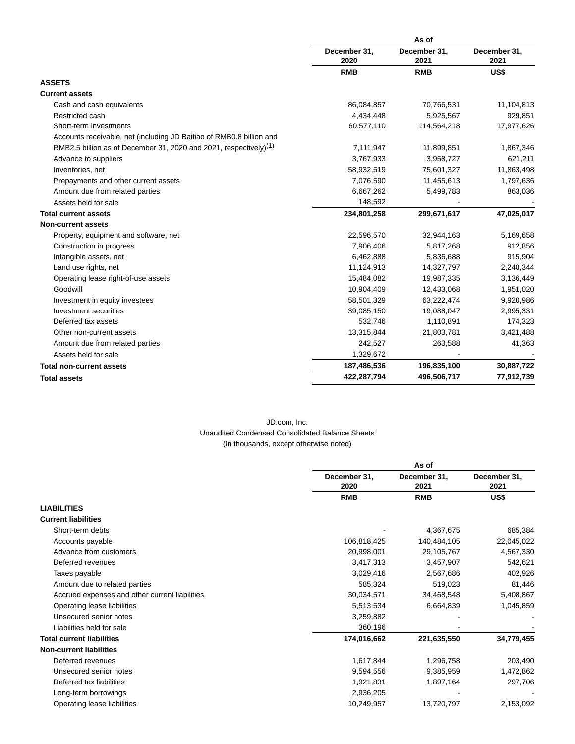| | As of | | |
|---|---|---|---|
| | December 31, 2020 | December 31, 2021 | December 31, 2021 |
| | RMB | RMB | US$ |
| **ASSETS** | | | |
| **Current assets** | | | |
| Cash and cash equivalents | 86,084,857 | 70,766,531 | 11,104,813 |
| Restricted cash | 4,434,448 | 5,925,567 | 929,851 |
| Short-term investments | 60,577,110 | 114,564,218 | 17,977,626 |
| Accounts receivable, net (including JD Baitiao of RMB0.8 billion and RMB2.5 billion as of December 31, 2020 and 2021, respectively)(1) | 7,111,947 | 11,899,851 | 1,867,346 |
| Advance to suppliers | 3,767,933 | 3,958,727 | 621,211 |
| Inventories, net | 58,932,519 | 75,601,327 | 11,863,498 |
| Prepayments and other current assets | 7,076,590 | 11,455,613 | 1,797,636 |
| Amount due from related parties | 6,667,262 | 5,499,783 | 863,036 |
| Assets held for sale | 148,592 | - | - |
| **Total current assets** | **234,801,258** | **299,671,617** | **47,025,017** |
| **Non-current assets** | | | |
| Property, equipment and software, net | 22,596,570 | 32,944,163 | 5,169,658 |
| Construction in progress | 7,906,406 | 5,817,268 | 912,856 |
| Intangible assets, net | 6,462,888 | 5,836,688 | 915,904 |
| Land use rights, net | 11,124,913 | 14,327,797 | 2,248,344 |
| Operating lease right-of-use assets | 15,484,082 | 19,987,335 | 3,136,449 |
| Goodwill | 10,904,409 | 12,433,068 | 1,951,020 |
| Investment in equity investees | 58,501,329 | 63,222,474 | 9,920,986 |
| Investment securities | 39,085,150 | 19,088,047 | 2,995,331 |
| Deferred tax assets | 532,746 | 1,110,891 | 174,323 |
| Other non-current assets | 13,315,844 | 21,803,781 | 3,421,488 |
| Amount due from related parties | 242,527 | 263,588 | 41,363 |
| Assets held for sale | 1,329,672 | - | - |
| **Total non-current assets** | **187,486,536** | **196,835,100** | **30,887,722** |
| **Total assets** | **422,287,794** | **496,506,717** | **77,912,739** |

JD.com, Inc.
Unaudited Condensed Consolidated Balance Sheets
(In thousands, except otherwise noted)

| | As of | | |
|---|---|---|---|
| | December 31, 2020 | December 31, 2021 | December 31, 2021 |
| | RMB | RMB | US$ |
| **LIABILITIES** | | | |
| **Current liabilities** | | | |
| Short-term debts | - | 4,367,675 | 685,384 |
| Accounts payable | 106,818,425 | 140,484,105 | 22,045,022 |
| Advance from customers | 20,998,001 | 29,105,767 | 4,567,330 |
| Deferred revenues | 3,417,313 | 3,457,907 | 542,621 |
| Taxes payable | 3,029,416 | 2,567,686 | 402,926 |
| Amount due to related parties | 585,324 | 519,023 | 81,446 |
| Accrued expenses and other current liabilities | 30,034,571 | 34,468,548 | 5,408,867 |
| Operating lease liabilities | 5,513,534 | 6,664,839 | 1,045,859 |
| Unsecured senior notes | 3,259,882 | - | - |
| Liabilities held for sale | 360,196 | - | - |
| **Total current liabilities** | **174,016,662** | **221,635,550** | **34,779,455** |
| **Non-current liabilities** | | | |
| Deferred revenues | 1,617,844 | 1,296,758 | 203,490 |
| Unsecured senior notes | 9,594,556 | 9,385,959 | 1,472,862 |
| Deferred tax liabilities | 1,921,831 | 1,897,164 | 297,706 |
| Long-term borrowings | 2,936,205 | - | - |
| Operating lease liabilities | 10,249,957 | 13,720,797 | 2,153,092 |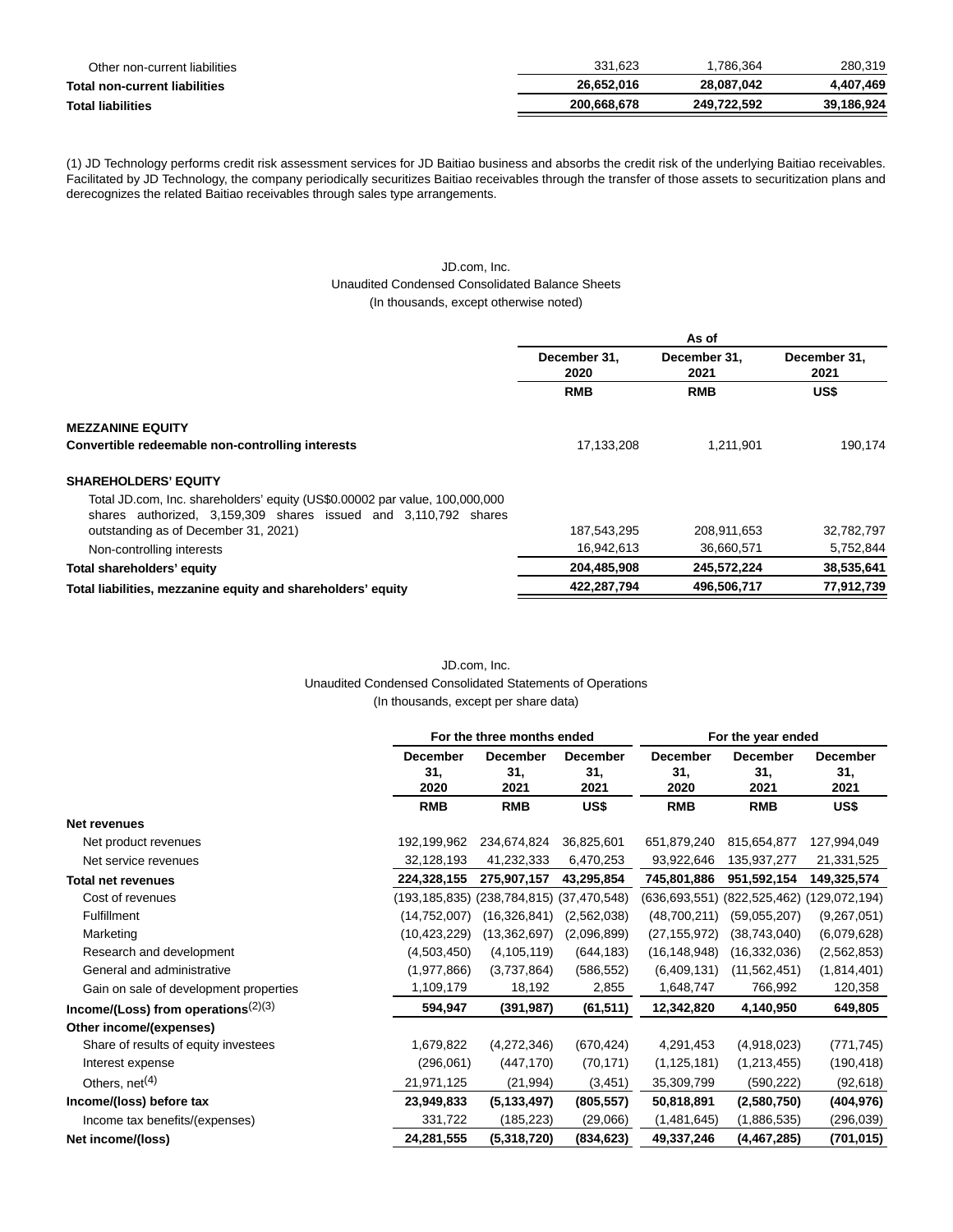| | | | |
|---|---|---|---|
| Other non-current liabilities | 331,623 | 1,786,364 | 280,319 |
| **Total non-current liabilities** | **26,652,016** | **28,087,042** | **4,407,469** |
| **Total liabilities** | **200,668,678** | **249,722,592** | **39,186,924** |

(1) JD Technology performs credit risk assessment services for JD Baitiao business and absorbs the credit risk of the underlying Baitiao receivables. Facilitated by JD Technology, the company periodically securitizes Baitiao receivables through the transfer of those assets to securitization plans and derecognizes the related Baitiao receivables through sales type arrangements.

JD.com, Inc.
Unaudited Condensed Consolidated Balance Sheets
(In thousands, except otherwise noted)

| | As of | | |
|---|---|---|---|
| | December 31, 2020 | December 31, 2021 | December 31, 2021 |
| | RMB | RMB | US$ |
| **MEZZANINE EQUITY** | | | |
| **Convertible redeemable non-controlling interests** | 17,133,208 | 1,211,901 | 190,174 |
| **SHAREHOLDERS' EQUITY** | | | |
| Total JD.com, Inc. shareholders' equity (US$0.00002 par value, 100,000,000 shares authorized, 3,159,309 shares issued and 3,110,792 shares outstanding as of December 31, 2021) | 187,543,295 | 208,911,653 | 32,782,797 |
| Non-controlling interests | 16,942,613 | 36,660,571 | 5,752,844 |
| **Total shareholders' equity** | **204,485,908** | **245,572,224** | **38,535,641** |
| **Total liabilities, mezzanine equity and shareholders' equity** | **422,287,794** | **496,506,717** | **77,912,739** |

JD.com, Inc.
Unaudited Condensed Consolidated Statements of Operations
(In thousands, except per share data)

| | For the three months ended | | | For the year ended | | |
|---|---|---|---|---|---|---|
| | December 31, 2020 | December 31, 2021 | December 31, 2021 | December 31, 2020 | December 31, 2021 | December 31, 2021 |
| | RMB | RMB | US$ | RMB | RMB | US$ |
| **Net revenues** | | | | | | |
| Net product revenues | 192,199,962 | 234,674,824 | 36,825,601 | 651,879,240 | 815,654,877 | 127,994,049 |
| Net service revenues | 32,128,193 | 41,232,333 | 6,470,253 | 93,922,646 | 135,937,277 | 21,331,525 |
| **Total net revenues** | **224,328,155** | **275,907,157** | **43,295,854** | **745,801,886** | **951,592,154** | **149,325,574** |
| Cost of revenues | (193,185,835) | (238,784,815) | (37,470,548) | (636,693,551) | (822,525,462) | (129,072,194) |
| Fulfillment | (14,752,007) | (16,326,841) | (2,562,038) | (48,700,211) | (59,055,207) | (9,267,051) |
| Marketing | (10,423,229) | (13,362,697) | (2,096,899) | (27,155,972) | (38,743,040) | (6,079,628) |
| Research and development | (4,503,450) | (4,105,119) | (644,183) | (16,148,948) | (16,332,036) | (2,562,853) |
| General and administrative | (1,977,866) | (3,737,864) | (586,552) | (6,409,131) | (11,562,451) | (1,814,401) |
| Gain on sale of development properties | 1,109,179 | 18,192 | 2,855 | 1,648,747 | 766,992 | 120,358 |
| **Income/(Loss) from operations(2)(3)** | **594,947** | **(391,987)** | **(61,511)** | **12,342,820** | **4,140,950** | **649,805** |
| **Other income/(expenses)** | | | | | | |
| Share of results of equity investees | 1,679,822 | (4,272,346) | (670,424) | 4,291,453 | (4,918,023) | (771,745) |
| Interest expense | (296,061) | (447,170) | (70,171) | (1,125,181) | (1,213,455) | (190,418) |
| Others, net(4) | 21,971,125 | (21,994) | (3,451) | 35,309,799 | (590,222) | (92,618) |
| **Income/(loss) before tax** | **23,949,833** | **(5,133,497)** | **(805,557)** | **50,818,891** | **(2,580,750)** | **(404,976)** |
| Income tax benefits/(expenses) | 331,722 | (185,223) | (29,066) | (1,481,645) | (1,886,535) | (296,039) |
| **Net income/(loss)** | **24,281,555** | **(5,318,720)** | **(834,623)** | **49,337,246** | **(4,467,285)** | **(701,015)** |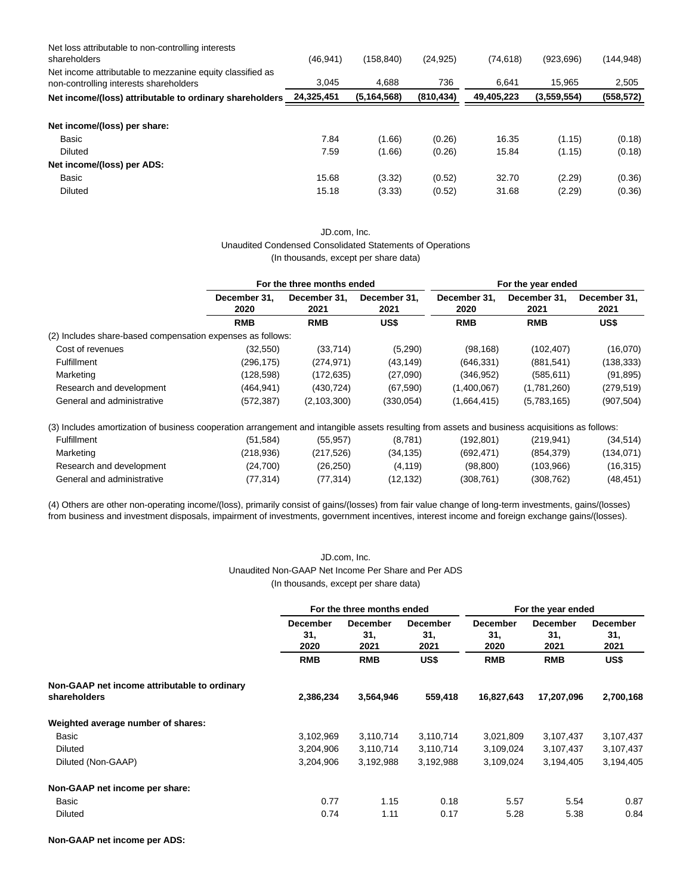| | | | | | | |
|---|---|---|---|---|---|---|
| Net loss attributable to non-controlling interests shareholders | (46,941) | (158,840) | (24,925) | (74,618) | (923,696) | (144,948) |
| Net income attributable to mezzanine equity classified as non-controlling interests shareholders | 3,045 | 4,688 | 736 | 6,641 | 15,965 | 2,505 |
| **Net income/(loss) attributable to ordinary shareholders** | **24,325,451** | **(5,164,568)** | **(810,434)** | **49,405,223** | **(3,559,554)** | **(558,572)** |
| | | | | | | |
| **Net income/(loss) per share:** | | | | | | |
| Basic | 7.84 | (1.66) | (0.26) | 16.35 | (1.15) | (0.18) |
| Diluted | 7.59 | (1.66) | (0.26) | 15.84 | (1.15) | (0.18) |
| **Net income/(loss) per ADS:** | | | | | | |
| Basic | 15.68 | (3.32) | (0.52) | 32.70 | (2.29) | (0.36) |
| Diluted | 15.18 | (3.33) | (0.52) | 31.68 | (2.29) | (0.36) |

JD.com, Inc.
Unaudited Condensed Consolidated Statements of Operations
(In thousands, except per share data)

| | For the three months ended | | | For the year ended | | |
|---|---|---|---|---|---|---|
| | December 31, 2020 | December 31, 2021 | December 31, 2021 | December 31, 2020 | December 31, 2021 | December 31, 2021 |
| | **RMB** | **RMB** | **US$** | **RMB** | **RMB** | **US$** |
| (2) Includes share-based compensation expenses as follows: | | | | | | |
| Cost of revenues | (32,550) | (33,714) | (5,290) | (98,168) | (102,407) | (16,070) |
| Fulfillment | (296,175) | (274,971) | (43,149) | (646,331) | (881,541) | (138,333) |
| Marketing | (128,598) | (172,635) | (27,090) | (346,952) | (585,611) | (91,895) |
| Research and development | (464,941) | (430,724) | (67,590) | (1,400,067) | (1,781,260) | (279,519) |
| General and administrative | (572,387) | (2,103,300) | (330,054) | (1,664,415) | (5,783,165) | (907,504) |
| (3) Includes amortization of business cooperation arrangement and intangible assets resulting from assets and business acquisitions as follows: | | | | | | |
| Fulfillment | (51,584) | (55,957) | (8,781) | (192,801) | (219,941) | (34,514) |
| Marketing | (218,936) | (217,526) | (34,135) | (692,471) | (854,379) | (134,071) |
| Research and development | (24,700) | (26,250) | (4,119) | (98,800) | (103,966) | (16,315) |
| General and administrative | (77,314) | (77,314) | (12,132) | (308,761) | (308,762) | (48,451) |

(4) Others are other non-operating income/(loss), primarily consist of gains/(losses) from fair value change of long-term investments, gains/(losses) from business and investment disposals, impairment of investments, government incentives, interest income and foreign exchange gains/(losses).

JD.com, Inc.
Unaudited Non-GAAP Net Income Per Share and Per ADS
(In thousands, except per share data)

| | For the three months ended | | | For the year ended | | |
|---|---|---|---|---|---|---|
| | **December 31, 2020** | **December 31, 2021** | **December 31, 2021** | **December 31, 2020** | **December 31, 2021** | **December 31, 2021** |
| | **RMB** | **RMB** | **US$** | **RMB** | **RMB** | **US$** |
| **Non-GAAP net income attributable to ordinary shareholders** | **2,386,234** | **3,564,946** | **559,418** | **16,827,643** | **17,207,096** | **2,700,168** |
| | | | | | | |
| **Weighted average number of shares:** | | | | | | |
| Basic | 3,102,969 | 3,110,714 | 3,110,714 | 3,021,809 | 3,107,437 | 3,107,437 |
| Diluted | 3,204,906 | 3,110,714 | 3,110,714 | 3,109,024 | 3,107,437 | 3,107,437 |
| Diluted (Non-GAAP) | 3,204,906 | 3,192,988 | 3,192,988 | 3,109,024 | 3,194,405 | 3,194,405 |
| | | | | | | |
| **Non-GAAP net income per share:** | | | | | | |
| Basic | 0.77 | 1.15 | 0.18 | 5.57 | 5.54 | 0.87 |
| Diluted | 0.74 | 1.11 | 0.17 | 5.28 | 5.38 | 0.84 |
| | | | | | | |
| **Non-GAAP net income per ADS:** | | | | | | |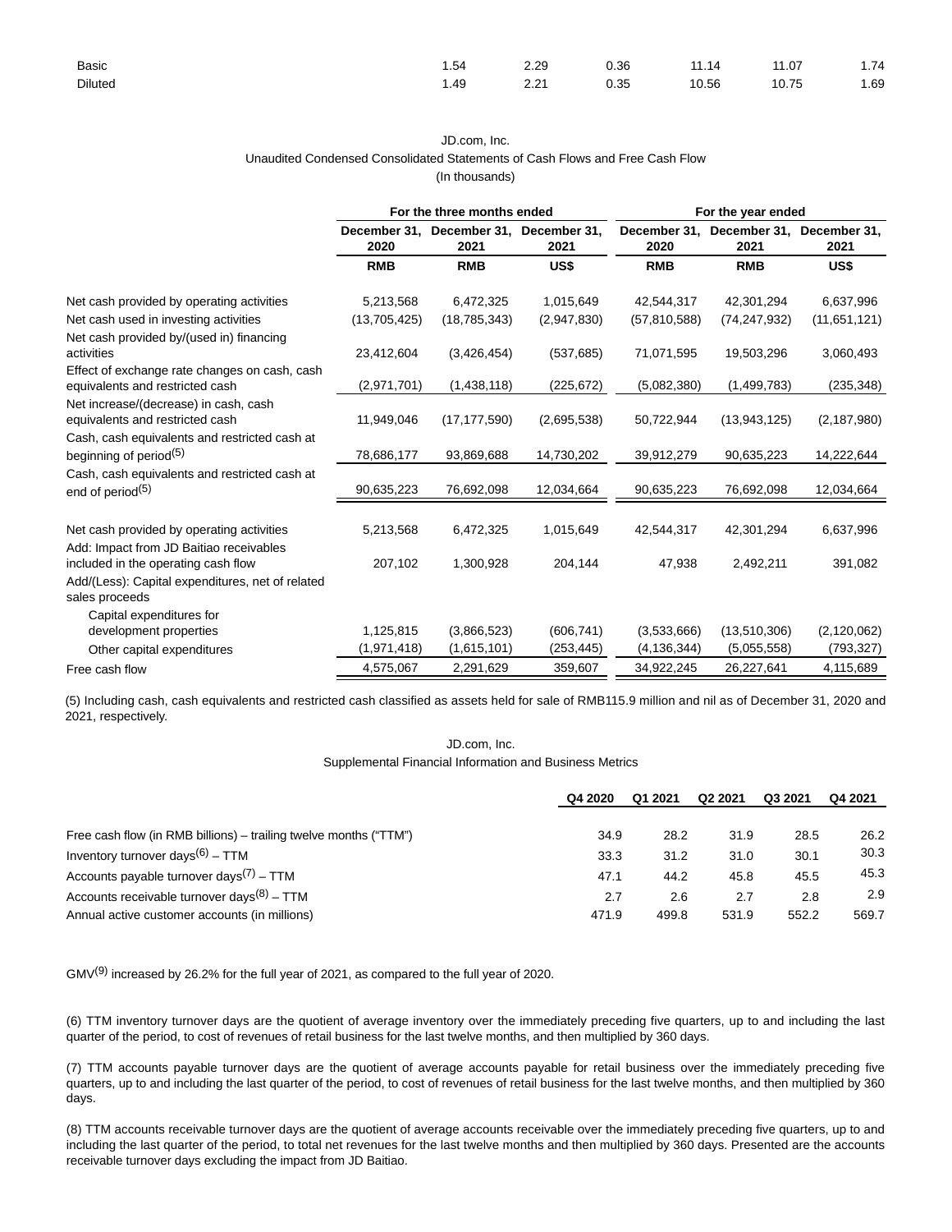| | | | | | | |
|---|---|---|---|---|---|---|
| Basic | 1.54 | 2.29 | 0.36 | 11.14 | 11.07 | 1.74 |
| Diluted | 1.49 | 2.21 | 0.35 | 10.56 | 10.75 | 1.69 |

JD.com, Inc.

Unaudited Condensed Consolidated Statements of Cash Flows and Free Cash Flow

(In thousands)

| | For the three months ended | | | For the year ended | | |
|---|---|---|---|---|---|---|
| | December 31, 2020 | December 31, 2021 | December 31, 2021 | December 31, 2020 | December 31, 2021 | December 31, 2021 |
| | RMB | RMB | US$ | RMB | RMB | US$ |
| Net cash provided by operating activities | 5,213,568 | 6,472,325 | 1,015,649 | 42,544,317 | 42,301,294 | 6,637,996 |
| Net cash used in investing activities | (13,705,425) | (18,785,343) | (2,947,830) | (57,810,588) | (74,247,932) | (11,651,121) |
| Net cash provided by/(used in) financing activities | 23,412,604 | (3,426,454) | (537,685) | 71,071,595 | 19,503,296 | 3,060,493 |
| Effect of exchange rate changes on cash, cash equivalents and restricted cash | (2,971,701) | (1,438,118) | (225,672) | (5,082,380) | (1,499,783) | (235,348) |
| Net increase/(decrease) in cash, cash equivalents and restricted cash | 11,949,046 | (17,177,590) | (2,695,538) | 50,722,944 | (13,943,125) | (2,187,980) |
| Cash, cash equivalents and restricted cash at beginning of period(5) | 78,686,177 | 93,869,688 | 14,730,202 | 39,912,279 | 90,635,223 | 14,222,644 |
| Cash, cash equivalents and restricted cash at end of period(5) | 90,635,223 | 76,692,098 | 12,034,664 | 90,635,223 | 76,692,098 | 12,034,664 |
| | | | | | | |
| Net cash provided by operating activities | 5,213,568 | 6,472,325 | 1,015,649 | 42,544,317 | 42,301,294 | 6,637,996 |
| Add: Impact from JD Baitiao receivables included in the operating cash flow | 207,102 | 1,300,928 | 204,144 | 47,938 | 2,492,211 | 391,082 |
| Add/(Less): Capital expenditures, net of related sales proceeds | | | | | | |
| Capital expenditures for development properties | 1,125,815 | (3,866,523) | (606,741) | (3,533,666) | (13,510,306) | (2,120,062) |
| Other capital expenditures | (1,971,418) | (1,615,101) | (253,445) | (4,136,344) | (5,055,558) | (793,327) |
| Free cash flow | 4,575,067 | 2,291,629 | 359,607 | 34,922,245 | 26,227,641 | 4,115,689 |

(5) Including cash, cash equivalents and restricted cash classified as assets held for sale of RMB115.9 million and nil as of December 31, 2020 and 2021, respectively.

JD.com, Inc.

Supplemental Financial Information and Business Metrics

| | Q4 2020 | Q1 2021 | Q2 2021 | Q3 2021 | Q4 2021 |
|---|---|---|---|---|---|
| Free cash flow (in RMB billions) – trailing twelve months ("TTM") | 34.9 | 28.2 | 31.9 | 28.5 | 26.2 |
| Inventory turnover days(6) – TTM | 33.3 | 31.2 | 31.0 | 30.1 | 30.3 |
| Accounts payable turnover days(7) – TTM | 47.1 | 44.2 | 45.8 | 45.5 | 45.3 |
| Accounts receivable turnover days(8) – TTM | 2.7 | 2.6 | 2.7 | 2.8 | 2.9 |
| Annual active customer accounts (in millions) | 471.9 | 499.8 | 531.9 | 552.2 | 569.7 |

GMV(9) increased by 26.2% for the full year of 2021, as compared to the full year of 2020.

(6) TTM inventory turnover days are the quotient of average inventory over the immediately preceding five quarters, up to and including the last quarter of the period, to cost of revenues of retail business for the last twelve months, and then multiplied by 360 days.

(7) TTM accounts payable turnover days are the quotient of average accounts payable for retail business over the immediately preceding five quarters, up to and including the last quarter of the period, to cost of revenues of retail business for the last twelve months, and then multiplied by 360 days.

(8) TTM accounts receivable turnover days are the quotient of average accounts receivable over the immediately preceding five quarters, up to and including the last quarter of the period, to total net revenues for the last twelve months and then multiplied by 360 days. Presented are the accounts receivable turnover days excluding the impact from JD Baitiao.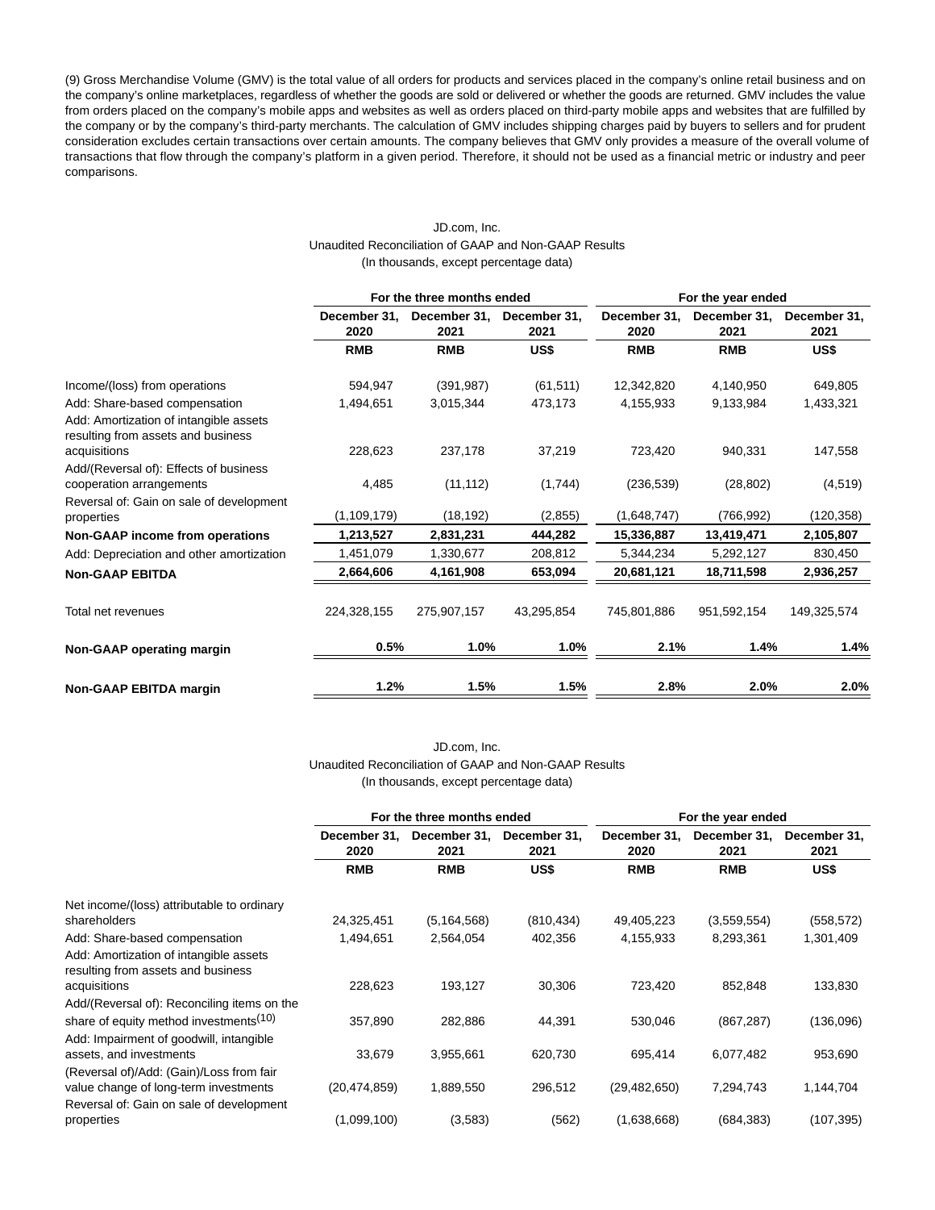(9) Gross Merchandise Volume (GMV) is the total value of all orders for products and services placed in the company's online retail business and on the company's online marketplaces, regardless of whether the goods are sold or delivered or whether the goods are returned. GMV includes the value from orders placed on the company's mobile apps and websites as well as orders placed on third-party mobile apps and websites that are fulfilled by the company or by the company's third-party merchants. The calculation of GMV includes shipping charges paid by buyers to sellers and for prudent consideration excludes certain transactions over certain amounts. The company believes that GMV only provides a measure of the overall volume of transactions that flow through the company's platform in a given period. Therefore, it should not be used as a financial metric or industry and peer comparisons.

JD.com, Inc.
Unaudited Reconciliation of GAAP and Non-GAAP Results
(In thousands, except percentage data)

| | For the three months ended | | | For the year ended | | |
|---|---|---|---|---|---|---|
| | December 31, 2020 | December 31, 2021 | December 31, 2021 | December 31, 2020 | December 31, 2021 | December 31, 2021 |
| | RMB | RMB | US$ | RMB | RMB | US$ |
| Income/(loss) from operations | 594,947 | (391,987) | (61,511) | 12,342,820 | 4,140,950 | 649,805 |
| Add: Share-based compensation | 1,494,651 | 3,015,344 | 473,173 | 4,155,933 | 9,133,984 | 1,433,321 |
| Add: Amortization of intangible assets resulting from assets and business acquisitions | 228,623 | 237,178 | 37,219 | 723,420 | 940,331 | 147,558 |
| Add/(Reversal of): Effects of business cooperation arrangements | 4,485 | (11,112) | (1,744) | (236,539) | (28,802) | (4,519) |
| Reversal of: Gain on sale of development properties | (1,109,179) | (18,192) | (2,855) | (1,648,747) | (766,992) | (120,358) |
| **Non-GAAP income from operations** | **1,213,527** | **2,831,231** | **444,282** | **15,336,887** | **13,419,471** | **2,105,807** |
| Add: Depreciation and other amortization | 1,451,079 | 1,330,677 | 208,812 | 5,344,234 | 5,292,127 | 830,450 |
| **Non-GAAP EBITDA** | **2,664,606** | **4,161,908** | **653,094** | **20,681,121** | **18,711,598** | **2,936,257** |
| Total net revenues | 224,328,155 | 275,907,157 | 43,295,854 | 745,801,886 | 951,592,154 | 149,325,574 |
| **Non-GAAP operating margin** | **0.5%** | **1.0%** | **1.0%** | **2.1%** | **1.4%** | **1.4%** |
| **Non-GAAP EBITDA margin** | **1.2%** | **1.5%** | **1.5%** | **2.8%** | **2.0%** | **2.0%** |

JD.com, Inc.
Unaudited Reconciliation of GAAP and Non-GAAP Results
(In thousands, except percentage data)

| | For the three months ended | | | For the year ended | | |
|---|---|---|---|---|---|---|
| | December 31, 2020 | December 31, 2021 | December 31, 2021 | December 31, 2020 | December 31, 2021 | December 31, 2021 |
| | RMB | RMB | US$ | RMB | RMB | US$ |
| Net income/(loss) attributable to ordinary shareholders | 24,325,451 | (5,164,568) | (810,434) | 49,405,223 | (3,559,554) | (558,572) |
| Add: Share-based compensation | 1,494,651 | 2,564,054 | 402,356 | 4,155,933 | 8,293,361 | 1,301,409 |
| Add: Amortization of intangible assets resulting from assets and business acquisitions | 228,623 | 193,127 | 30,306 | 723,420 | 852,848 | 133,830 |
| Add/(Reversal of): Reconciling items on the share of equity method investments[10] | 357,890 | 282,886 | 44,391 | 530,046 | (867,287) | (136,096) |
| Add: Impairment of goodwill, intangible assets, and investments | 33,679 | 3,955,661 | 620,730 | 695,414 | 6,077,482 | 953,690 |
| (Reversal of)/Add: (Gain)/Loss from fair value change of long-term investments | (20,474,859) | 1,889,550 | 296,512 | (29,482,650) | 7,294,743 | 1,144,704 |
| Reversal of: Gain on sale of development properties | (1,099,100) | (3,583) | (562) | (1,638,668) | (684,383) | (107,395) |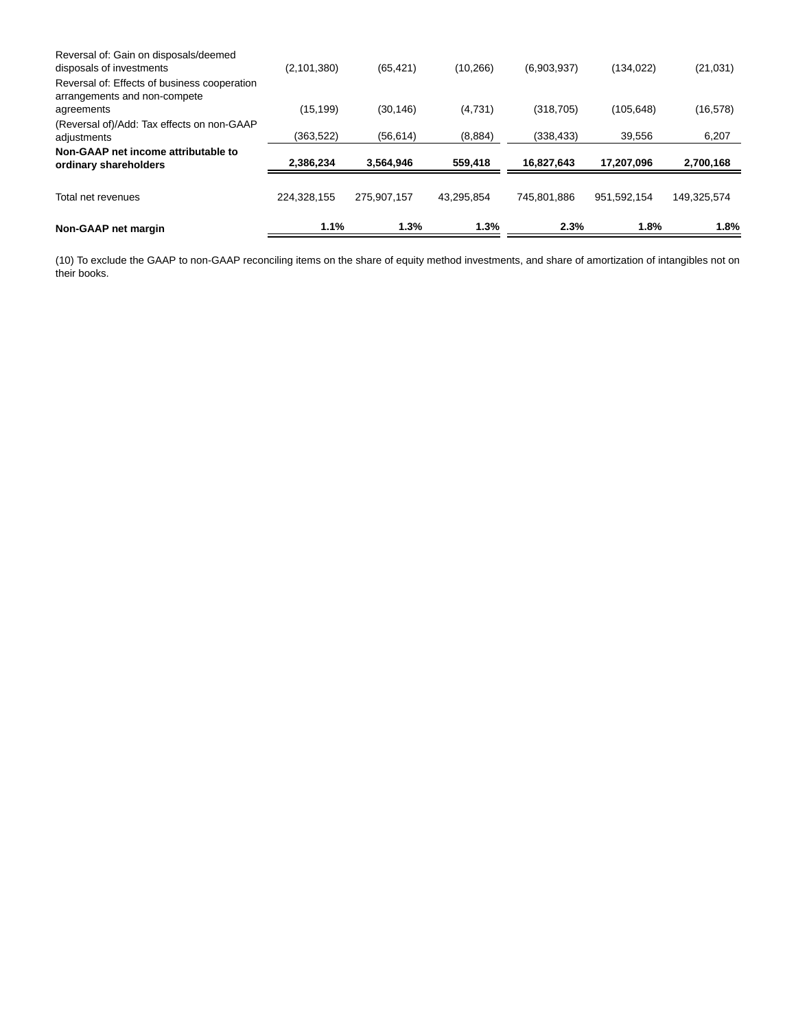| | | | | | | |
|---|---|---|---|---|---|---|
| Reversal of: Gain on disposals/deemed disposals of investments | (2,101,380) | (65,421) | (10,266) | (6,903,937) | (134,022) | (21,031) |
| Reversal of: Effects of business cooperation arrangements and non-compete agreements | (15,199) | (30,146) | (4,731) | (318,705) | (105,648) | (16,578) |
| (Reversal of)/Add: Tax effects on non-GAAP adjustments | (363,522) | (56,614) | (8,884) | (338,433) | 39,556 | 6,207 |
| **Non-GAAP net income attributable to ordinary shareholders** | **2,386,234** | **3,564,946** | **559,418** | **16,827,643** | **17,207,096** | **2,700,168** |
| Total net revenues | 224,328,155 | 275,907,157 | 43,295,854 | 745,801,886 | 951,592,154 | 149,325,574 |
| **Non-GAAP net margin** | **1.1%** | **1.3%** | **1.3%** | **2.3%** | **1.8%** | **1.8%** |

(10) To exclude the GAAP to non-GAAP reconciling items on the share of equity method investments, and share of amortization of intangibles not on their books.